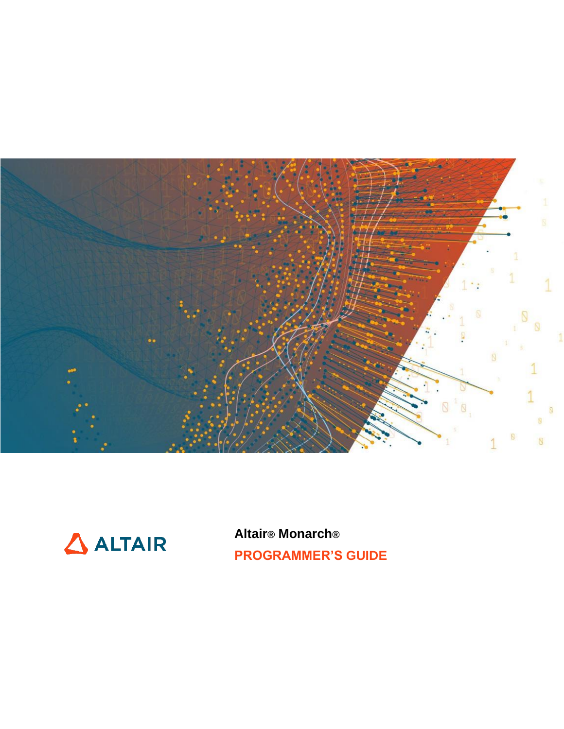ALTAIR

**Altair® Monarch®**

**PROGRAMMER'S GUIDE**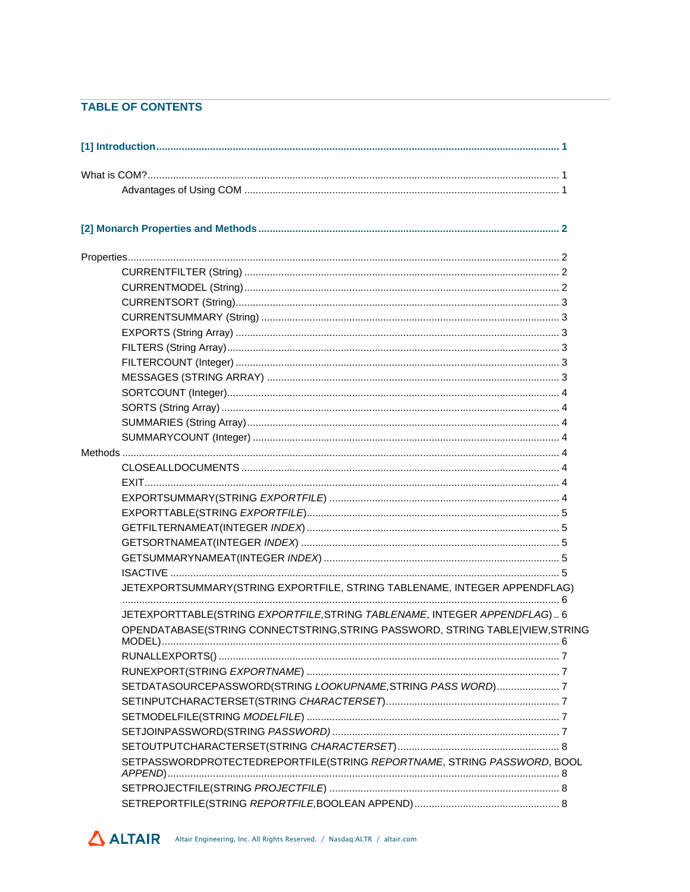## TABLE OF CONTENTS

**[1] Introduction ..... 1**

What is COM? ..... 1

- Advantages of Using COM ..... 1

**[2] Monarch Properties and Methods ..... 2**

Properties ..... 2

- CURRENTFILTER (String) ..... 2
- CURRENTMODEL (String) ..... 2
- CURRENTSORT (String) ..... 3
- CURRENTSUMMARY (String) ..... 3
- EXPORTS (String Array) ..... 3
- FILTERS (String Array) ..... 3
- FILTERCOUNT (Integer) ..... 3
- MESSAGES (STRING ARRAY) ..... 3
- SORTCOUNT (Integer) ..... 4
- SORTS (String Array) ..... 4
- SUMMARIES (String Array) ..... 4
- SUMMARYCOUNT (Integer) ..... 4

Methods ..... 4

- CLOSEALLDOCUMENTS ..... 4
- EXIT ..... 4
- EXPORTSUMMARY(STRING *EXPORTFILE*) ..... 4
- EXPORTTABLE(STRING *EXPORTFILE*) ..... 5
- GETFILTERNAMEAT(INTEGER *INDEX*) ..... 5
- GETSORTNAMEAT(INTEGER *INDEX*) ..... 5
- GETSUMMARYNAMEAT(INTEGER *INDEX*) ..... 5
- ISACTIVE ..... 5
- JETEXPORTSUMMARY(STRING EXPORTFILE, STRING TABLENAME, INTEGER APPENDFLAG) ..... 6
- JETEXPORTTABLE(STRING *EXPORTFILE*,STRING *TABLENAME*, INTEGER *APPENDFLAG*) ..... 6
- OPENDATABASE(STRING CONNECTSTRING,STRING PASSWORD, STRING TABLE|VIEW,STRING MODEL) ..... 6
- RUNALLEXPORTS() ..... 7
- RUNEXPORT(STRING *EXPORTNAME*) ..... 7
- SETDATASOURCEPASSWORD(STRING *LOOKUPNAME*,STRING *PASS WORD*) ..... 7
- SETINPUTCHARACTERSET(STRING *CHARACTERSET*) ..... 7
- SETMODELFILE(STRING *MODELFILE*) ..... 7
- SETJOINPASSWORD(STRING *PASSWORD)* ..... 7
- SETOUTPUTCHARACTERSET(STRING *CHARACTERSET*) ..... 8
- SETPASSWORDPROTECTEDREPORTFILE(STRING *REPORTNAME*, STRING *PASSWORD*, BOOL *APPEND*) ..... 8
- SETPROJECTFILE(STRING *PROJECTFILE*) ..... 8
- SETREPORTFILE(STRING *REPORTFILE*,BOOLEAN APPEND) ..... 8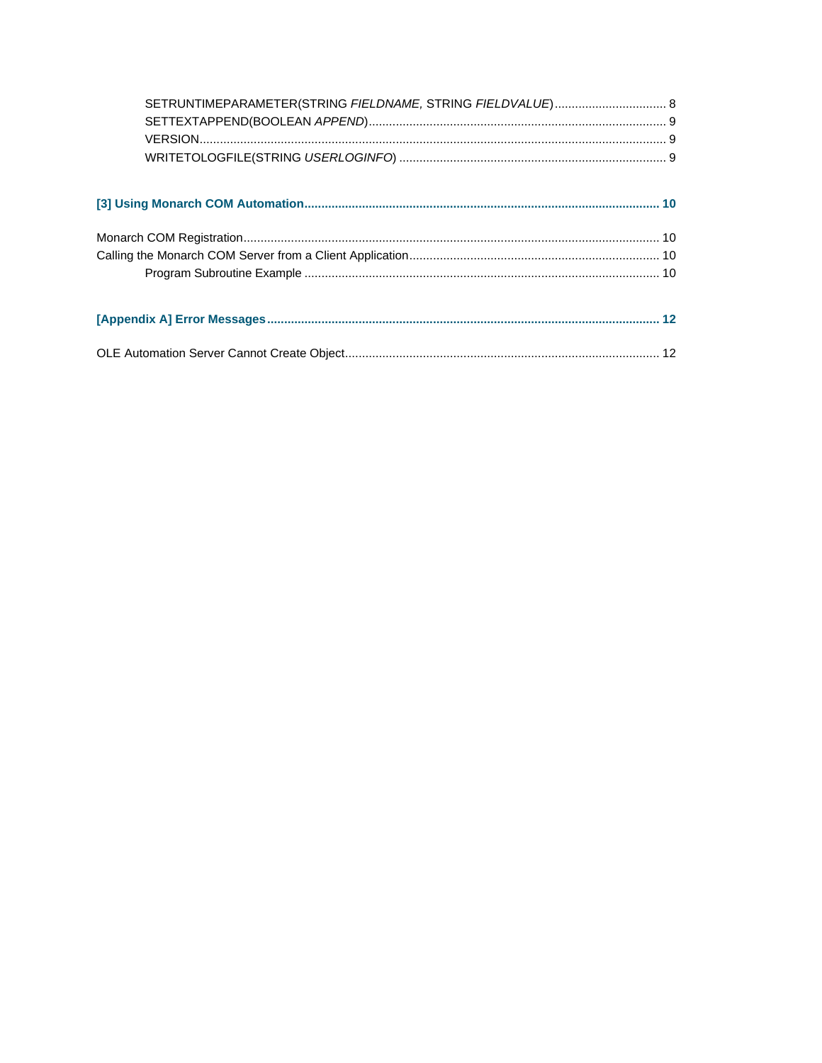SETRUNTIMEPARAMETER(STRING *FIELDNAME,* STRING *FIELDVALUE*) ................................ 8
SETTEXTAPPEND(BOOLEAN *APPEND*) ................................................................................ 9
VERSION ............................................................................................................................. 9
WRITETOLOGFILE(STRING *USERLOGINFO*) ........................................................................ 9

**[3] Using Monarch COM Automation ........................................................................................ 10**

Monarch COM Registration ........................................................................................................ 10
Calling the Monarch COM Server from a Client Application ......................................................... 10
Program Subroutine Example ......................................................................................... 10

**[Appendix A] Error Messages ................................................................................................. 12**

OLE Automation Server Cannot Create Object ............................................................................ 12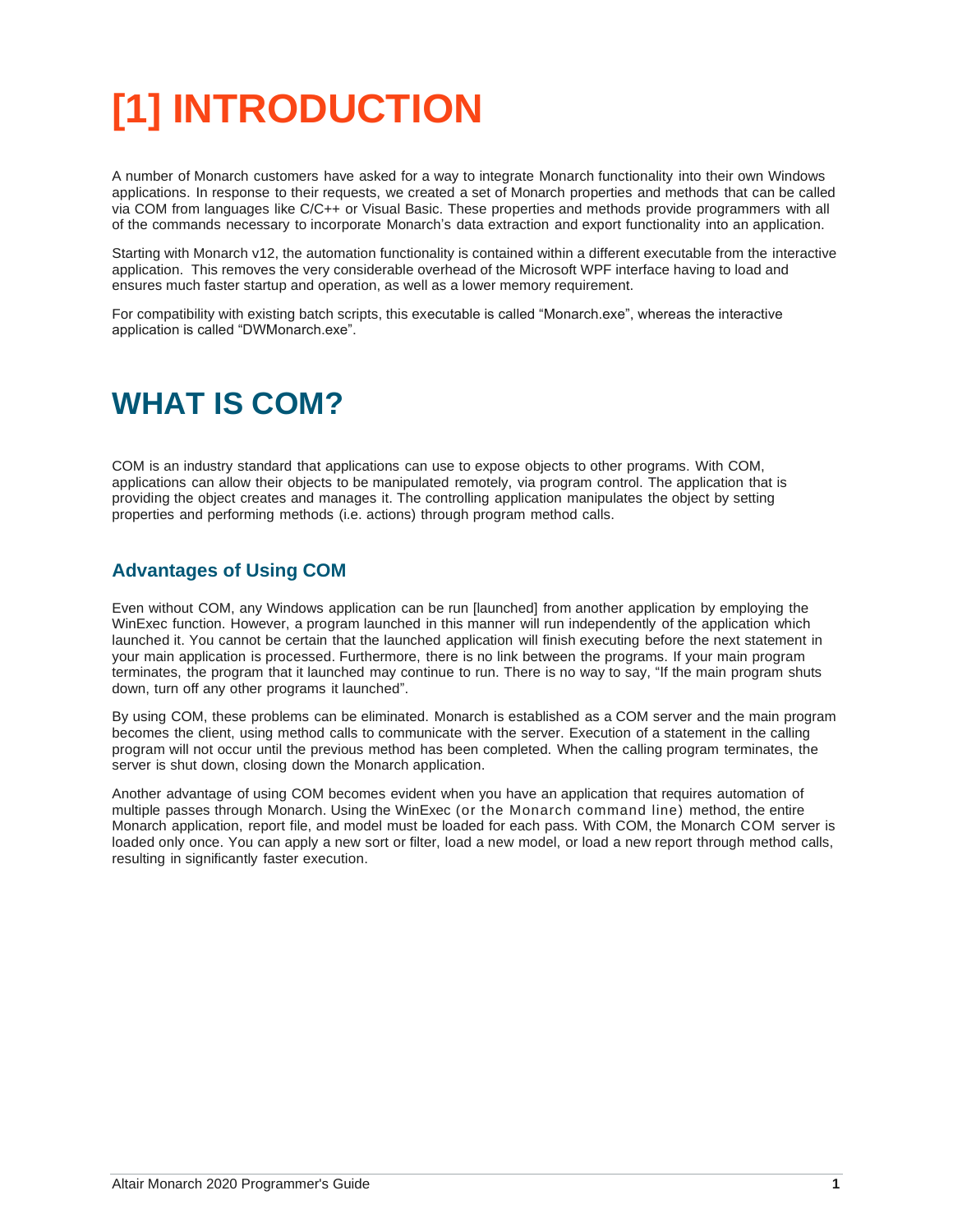# [1] INTRODUCTION

A number of Monarch customers have asked for a way to integrate Monarch functionality into their own Windows applications. In response to their requests, we created a set of Monarch properties and methods that can be called via COM from languages like C/C++ or Visual Basic. These properties and methods provide programmers with all of the commands necessary to incorporate Monarch's data extraction and export functionality into an application.

Starting with Monarch v12, the automation functionality is contained within a different executable from the interactive application. This removes the very considerable overhead of the Microsoft WPF interface having to load and ensures much faster startup and operation, as well as a lower memory requirement.

For compatibility with existing batch scripts, this executable is called "Monarch.exe", whereas the interactive application is called "DWMonarch.exe".

# WHAT IS COM?

COM is an industry standard that applications can use to expose objects to other programs. With COM, applications can allow their objects to be manipulated remotely, via program control. The application that is providing the object creates and manages it. The controlling application manipulates the object by setting properties and performing methods (i.e. actions) through program method calls.

## Advantages of Using COM

Even without COM, any Windows application can be run [launched] from another application by employing the WinExec function. However, a program launched in this manner will run independently of the application which launched it. You cannot be certain that the launched application will finish executing before the next statement in your main application is processed. Furthermore, there is no link between the programs. If your main program terminates, the program that it launched may continue to run. There is no way to say, "If the main program shuts down, turn off any other programs it launched".

By using COM, these problems can be eliminated. Monarch is established as a COM server and the main program becomes the client, using method calls to communicate with the server. Execution of a statement in the calling program will not occur until the previous method has been completed. When the calling program terminates, the server is shut down, closing down the Monarch application.

Another advantage of using COM becomes evident when you have an application that requires automation of multiple passes through Monarch. Using the WinExec (or the Monarch command line) method, the entire Monarch application, report file, and model must be loaded for each pass. With COM, the Monarch COM server is loaded only once. You can apply a new sort or filter, load a new model, or load a new report through method calls, resulting in significantly faster execution.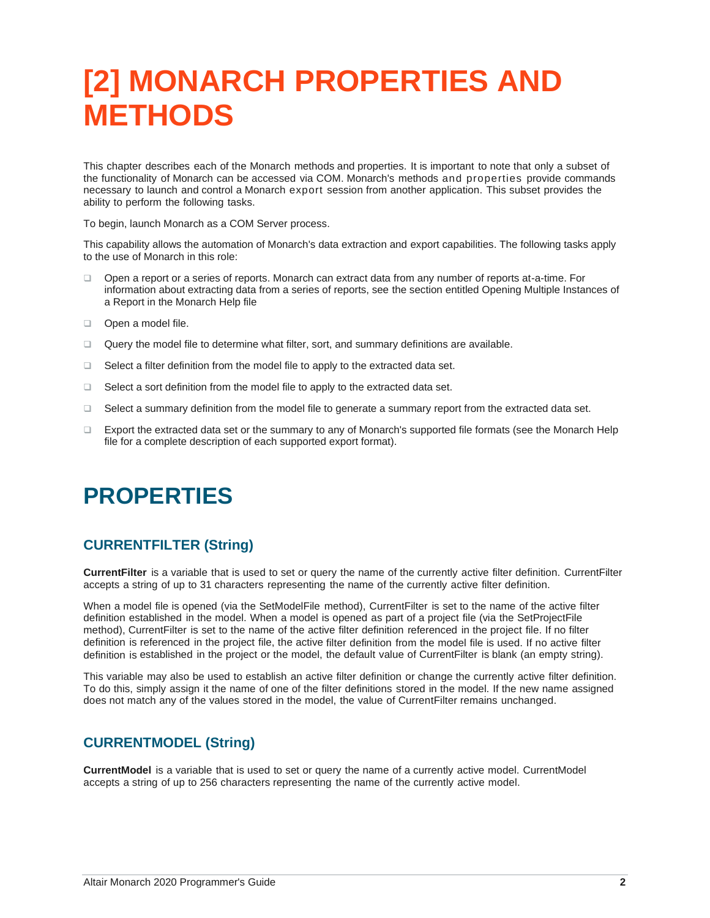# [2] MONARCH PROPERTIES AND METHODS

This chapter describes each of the Monarch methods and properties. It is important to note that only a subset of the functionality of Monarch can be accessed via COM. Monarch's methods and properties provide commands necessary to launch and control a Monarch export session from another application. This subset provides the ability to perform the following tasks.

To begin, launch Monarch as a COM Server process.

This capability allows the automation of Monarch's data extraction and export capabilities. The following tasks apply to the use of Monarch in this role:

- Open a report or a series of reports. Monarch can extract data from any number of reports at-a-time. For information about extracting data from a series of reports, see the section entitled Opening Multiple Instances of a Report in the Monarch Help file
- Open a model file.
- Query the model file to determine what filter, sort, and summary definitions are available.
- Select a filter definition from the model file to apply to the extracted data set.
- Select a sort definition from the model file to apply to the extracted data set.
- Select a summary definition from the model file to generate a summary report from the extracted data set.
- Export the extracted data set or the summary to any of Monarch's supported file formats (see the Monarch Help file for a complete description of each supported export format).

# PROPERTIES

## CURRENTFILTER (String)

**CurrentFilter** is a variable that is used to set or query the name of the currently active filter definition. CurrentFilter accepts a string of up to 31 characters representing the name of the currently active filter definition.

When a model file is opened (via the SetModelFile method), CurrentFilter is set to the name of the active filter definition established in the model. When a model is opened as part of a project file (via the SetProjectFile method), CurrentFilter is set to the name of the active filter definition referenced in the project file. If no filter definition is referenced in the project file, the active filter definition from the model file is used. If no active filter definition is established in the project or the model, the default value of CurrentFilter is blank (an empty string).

This variable may also be used to establish an active filter definition or change the currently active filter definition. To do this, simply assign it the name of one of the filter definitions stored in the model. If the new name assigned does not match any of the values stored in the model, the value of CurrentFilter remains unchanged.

## CURRENTMODEL (String)

**CurrentModel** is a variable that is used to set or query the name of a currently active model. CurrentModel accepts a string of up to 256 characters representing the name of the currently active model.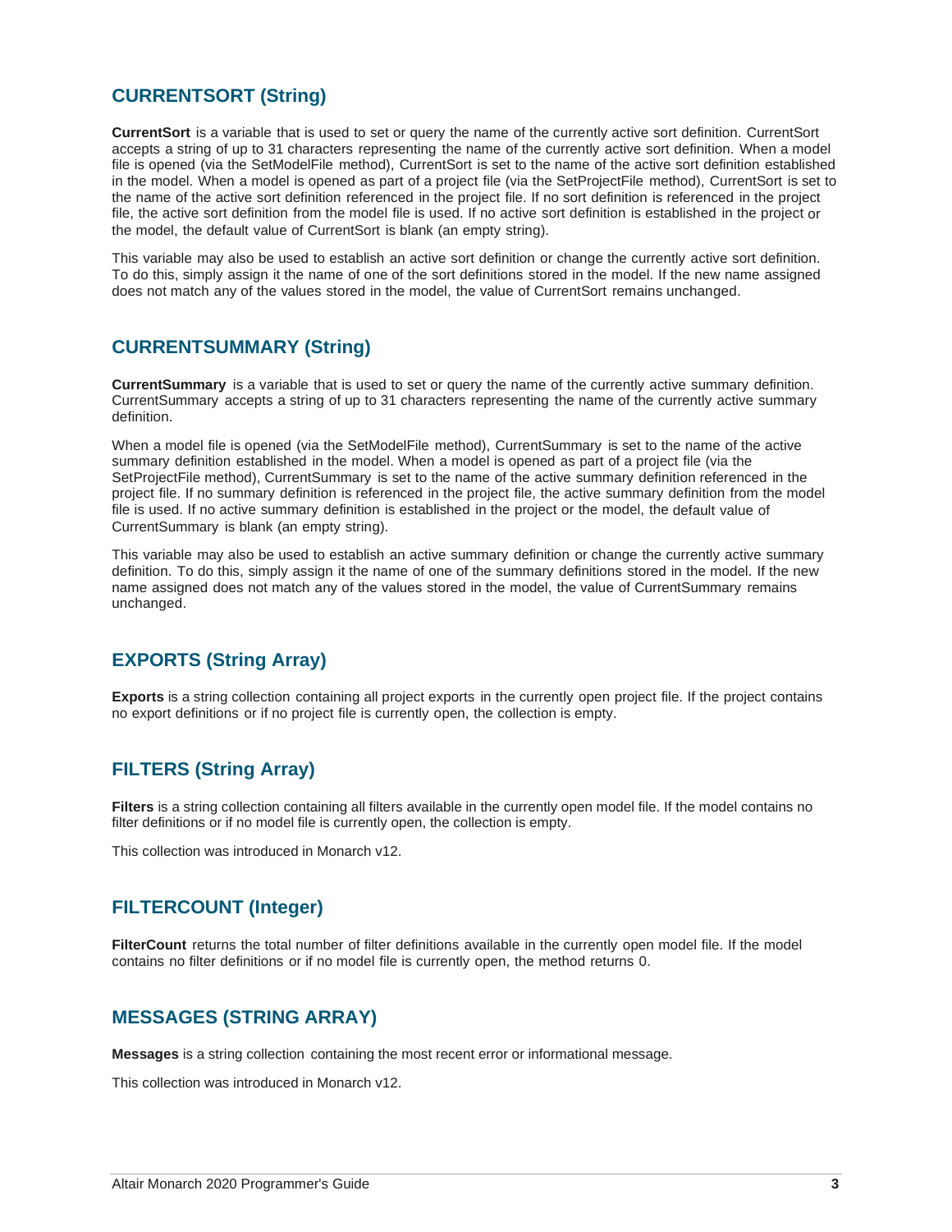## CURRENTSORT (String)

**CurrentSort** is a variable that is used to set or query the name of the currently active sort definition. CurrentSort accepts a string of up to 31 characters representing the name of the currently active sort definition. When a model file is opened (via the SetModelFile method), CurrentSort is set to the name of the active sort definition established in the model. When a model is opened as part of a project file (via the SetProjectFile method), CurrentSort is set to the name of the active sort definition referenced in the project file. If no sort definition is referenced in the project file, the active sort definition from the model file is used. If no active sort definition is established in the project or the model, the default value of CurrentSort is blank (an empty string).

This variable may also be used to establish an active sort definition or change the currently active sort definition. To do this, simply assign it the name of one of the sort definitions stored in the model. If the new name assigned does not match any of the values stored in the model, the value of CurrentSort remains unchanged.

## CURRENTSUMMARY (String)

**CurrentSummary** is a variable that is used to set or query the name of the currently active summary definition. CurrentSummary accepts a string of up to 31 characters representing the name of the currently active summary definition.

When a model file is opened (via the SetModelFile method), CurrentSummary is set to the name of the active summary definition established in the model. When a model is opened as part of a project file (via the SetProjectFile method), CurrentSummary is set to the name of the active summary definition referenced in the project file. If no summary definition is referenced in the project file, the active summary definition from the model file is used. If no active summary definition is established in the project or the model, the default value of CurrentSummary is blank (an empty string).

This variable may also be used to establish an active summary definition or change the currently active summary definition. To do this, simply assign it the name of one of the summary definitions stored in the model. If the new name assigned does not match any of the values stored in the model, the value of CurrentSummary remains unchanged.

## EXPORTS (String Array)

**Exports** is a string collection containing all project exports in the currently open project file. If the project contains no export definitions or if no project file is currently open, the collection is empty.

## FILTERS (String Array)

**Filters** is a string collection containing all filters available in the currently open model file. If the model contains no filter definitions or if no model file is currently open, the collection is empty.

This collection was introduced in Monarch v12.

## FILTERCOUNT (Integer)

**FilterCount** returns the total number of filter definitions available in the currently open model file. If the model contains no filter definitions or if no model file is currently open, the method returns 0.

## MESSAGES (STRING ARRAY)

**Messages** is a string collection containing the most recent error or informational message.

This collection was introduced in Monarch v12.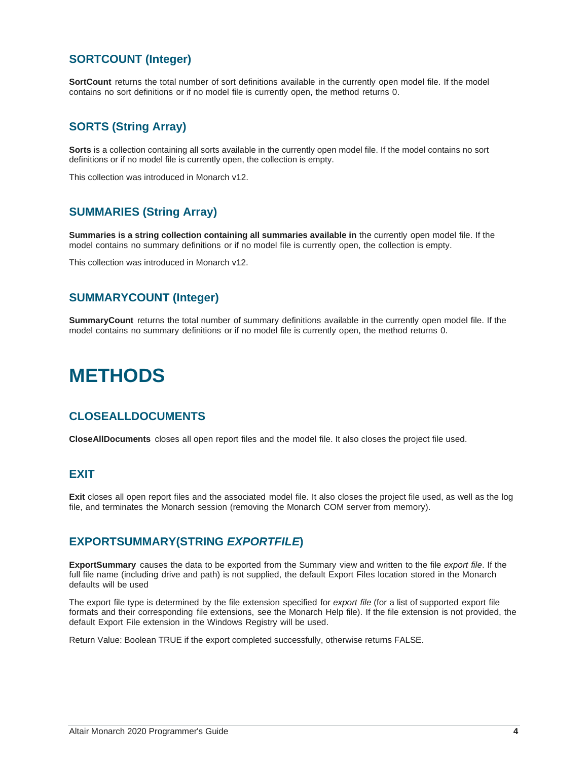### SORTCOUNT (Integer)

**SortCount** returns the total number of sort definitions available in the currently open model file. If the model contains no sort definitions or if no model file is currently open, the method returns 0.

### SORTS (String Array)

**Sorts** is a collection containing all sorts available in the currently open model file. If the model contains no sort definitions or if no model file is currently open, the collection is empty.

This collection was introduced in Monarch v12.

### SUMMARIES (String Array)

**Summaries is a string collection containing all summaries available in** the currently open model file. If the model contains no summary definitions or if no model file is currently open, the collection is empty.

This collection was introduced in Monarch v12.

### SUMMARYCOUNT (Integer)

**SummaryCount** returns the total number of summary definitions available in the currently open model file. If the model contains no summary definitions or if no model file is currently open, the method returns 0.

# METHODS

### CLOSEALLDOCUMENTS

**CloseAllDocuments** closes all open report files and the model file. It also closes the project file used.

### EXIT

**Exit** closes all open report files and the associated model file. It also closes the project file used, as well as the log file, and terminates the Monarch session (removing the Monarch COM server from memory).

### EXPORTSUMMARY(STRING *EXPORTFILE*)

**ExportSummary** causes the data to be exported from the Summary view and written to the file *export file*. If the full file name (including drive and path) is not supplied, the default Export Files location stored in the Monarch defaults will be used

The export file type is determined by the file extension specified for *export file* (for a list of supported export file formats and their corresponding file extensions, see the Monarch Help file). If the file extension is not provided, the default Export File extension in the Windows Registry will be used.

Return Value: Boolean TRUE if the export completed successfully, otherwise returns FALSE.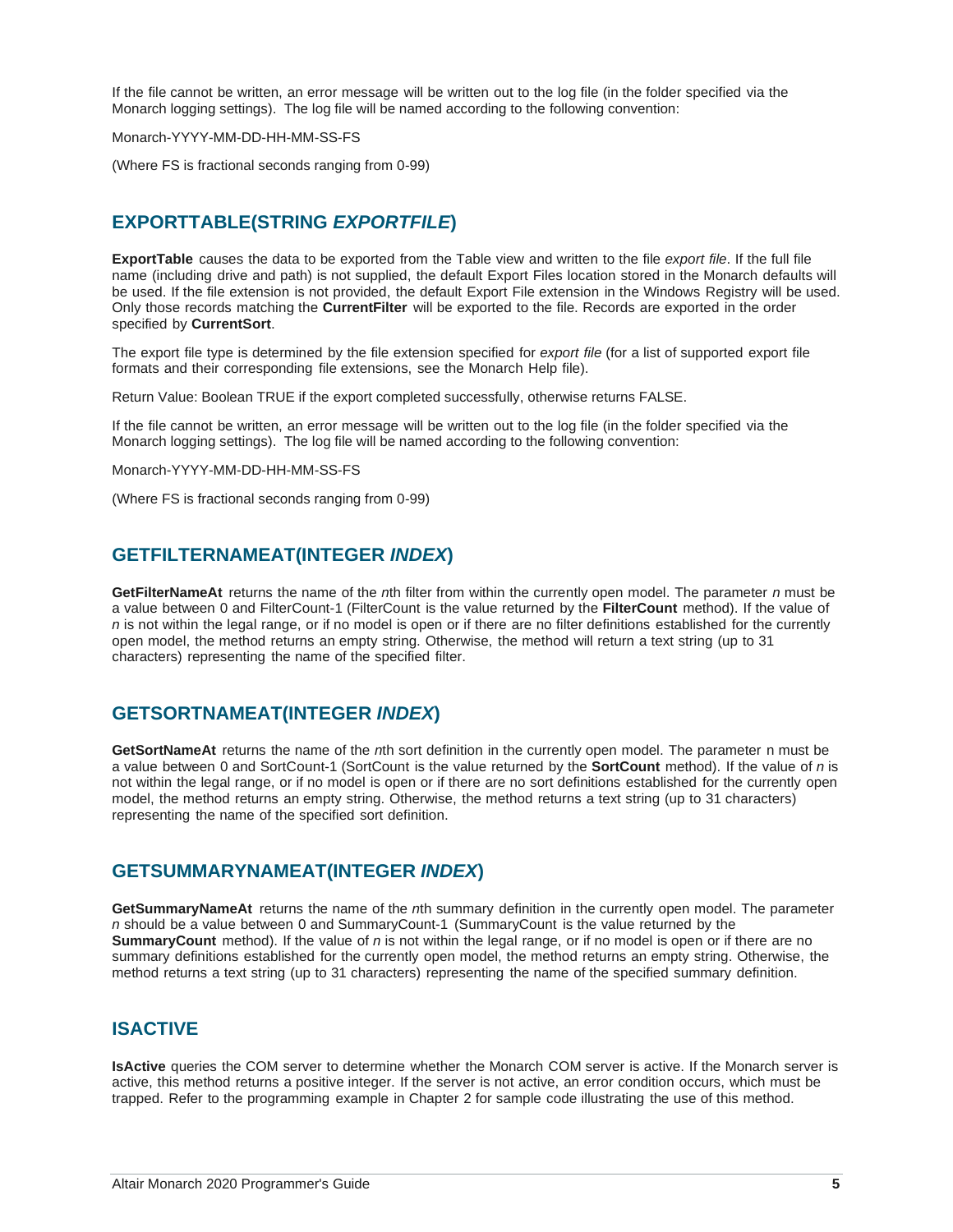If the file cannot be written, an error message will be written out to the log file (in the folder specified via the Monarch logging settings). The log file will be named according to the following convention:

Monarch-YYYY-MM-DD-HH-MM-SS-FS

(Where FS is fractional seconds ranging from 0-99)

## EXPORTTABLE(STRING *EXPORTFILE*)

**ExportTable** causes the data to be exported from the Table view and written to the file *export file*. If the full file name (including drive and path) is not supplied, the default Export Files location stored in the Monarch defaults will be used. If the file extension is not provided, the default Export File extension in the Windows Registry will be used. Only those records matching the **CurrentFilter** will be exported to the file. Records are exported in the order specified by **CurrentSort**.

The export file type is determined by the file extension specified for *export file* (for a list of supported export file formats and their corresponding file extensions, see the Monarch Help file).

Return Value: Boolean TRUE if the export completed successfully, otherwise returns FALSE.

If the file cannot be written, an error message will be written out to the log file (in the folder specified via the Monarch logging settings). The log file will be named according to the following convention:

Monarch-YYYY-MM-DD-HH-MM-SS-FS

(Where FS is fractional seconds ranging from 0-99)

## GETFILTERNAMEAT(INTEGER *INDEX*)

**GetFilterNameAt** returns the name of the *n*th filter from within the currently open model. The parameter *n* must be a value between 0 and FilterCount-1 (FilterCount is the value returned by the **FilterCount** method). If the value of *n* is not within the legal range, or if no model is open or if there are no filter definitions established for the currently open model, the method returns an empty string. Otherwise, the method will return a text string (up to 31 characters) representing the name of the specified filter.

## GETSORTNAMEAT(INTEGER *INDEX*)

**GetSortNameAt** returns the name of the *n*th sort definition in the currently open model. The parameter n must be a value between 0 and SortCount-1 (SortCount is the value returned by the **SortCount** method). If the value of *n* is not within the legal range, or if no model is open or if there are no sort definitions established for the currently open model, the method returns an empty string. Otherwise, the method returns a text string (up to 31 characters) representing the name of the specified sort definition.

## GETSUMMARYNAMEAT(INTEGER *INDEX*)

**GetSummaryNameAt** returns the name of the *n*th summary definition in the currently open model. The parameter *n* should be a value between 0 and SummaryCount-1 (SummaryCount is the value returned by the **SummaryCount** method). If the value of *n* is not within the legal range, or if no model is open or if there are no summary definitions established for the currently open model, the method returns an empty string. Otherwise, the method returns a text string (up to 31 characters) representing the name of the specified summary definition.

## ISACTIVE

**IsActive** queries the COM server to determine whether the Monarch COM server is active. If the Monarch server is active, this method returns a positive integer. If the server is not active, an error condition occurs, which must be trapped. Refer to the programming example in Chapter 2 for sample code illustrating the use of this method.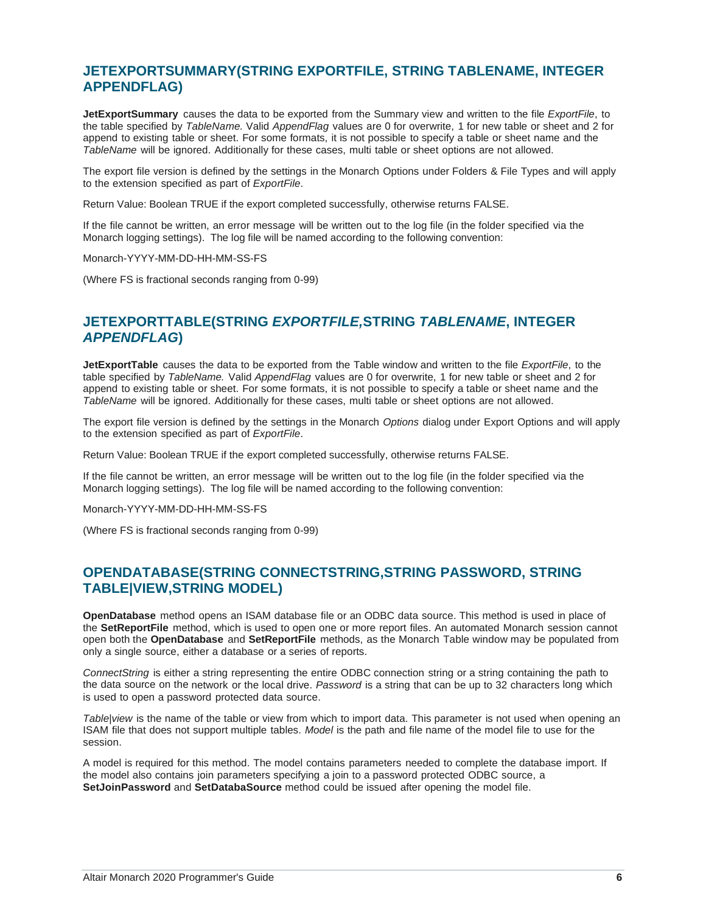## JETEXPORTSUMMARY(STRING EXPORTFILE, STRING TABLENAME, INTEGER APPENDFLAG)

**JetExportSummary** causes the data to be exported from the Summary view and written to the file *ExportFile*, to the table specified by *TableName.* Valid *AppendFlag* values are 0 for overwrite, 1 for new table or sheet and 2 for append to existing table or sheet. For some formats, it is not possible to specify a table or sheet name and the *TableName* will be ignored. Additionally for these cases, multi table or sheet options are not allowed.

The export file version is defined by the settings in the Monarch Options under Folders & File Types and will apply to the extension specified as part of *ExportFile*.

Return Value: Boolean TRUE if the export completed successfully, otherwise returns FALSE.

If the file cannot be written, an error message will be written out to the log file (in the folder specified via the Monarch logging settings). The log file will be named according to the following convention:

Monarch-YYYY-MM-DD-HH-MM-SS-FS

(Where FS is fractional seconds ranging from 0-99)

## JETEXPORTTABLE(STRING *EXPORTFILE,*STRING *TABLENAME*, INTEGER *APPENDFLAG*)

**JetExportTable** causes the data to be exported from the Table window and written to the file *ExportFile*, to the table specified by *TableName.* Valid *AppendFlag* values are 0 for overwrite, 1 for new table or sheet and 2 for append to existing table or sheet. For some formats, it is not possible to specify a table or sheet name and the *TableName* will be ignored. Additionally for these cases, multi table or sheet options are not allowed.

The export file version is defined by the settings in the Monarch *Options* dialog under Export Options and will apply to the extension specified as part of *ExportFile*.

Return Value: Boolean TRUE if the export completed successfully, otherwise returns FALSE.

If the file cannot be written, an error message will be written out to the log file (in the folder specified via the Monarch logging settings). The log file will be named according to the following convention:

Monarch-YYYY-MM-DD-HH-MM-SS-FS

(Where FS is fractional seconds ranging from 0-99)

## OPENDATABASE(STRING CONNECTSTRING,STRING PASSWORD, STRING TABLE|VIEW,STRING MODEL)

**OpenDatabase** method opens an ISAM database file or an ODBC data source. This method is used in place of the **SetReportFile** method, which is used to open one or more report files. An automated Monarch session cannot open both the **OpenDatabase** and **SetReportFile** methods, as the Monarch Table window may be populated from only a single source, either a database or a series of reports.

*ConnectString* is either a string representing the entire ODBC connection string or a string containing the path to the data source on the network or the local drive. *Password* is a string that can be up to 32 characters long which is used to open a password protected data source.

*Table|view* is the name of the table or view from which to import data. This parameter is not used when opening an ISAM file that does not support multiple tables. *Model* is the path and file name of the model file to use for the session.

A model is required for this method. The model contains parameters needed to complete the database import. If the model also contains join parameters specifying a join to a password protected ODBC source, a **SetJoinPassword** and **SetDatabaSource** method could be issued after opening the model file.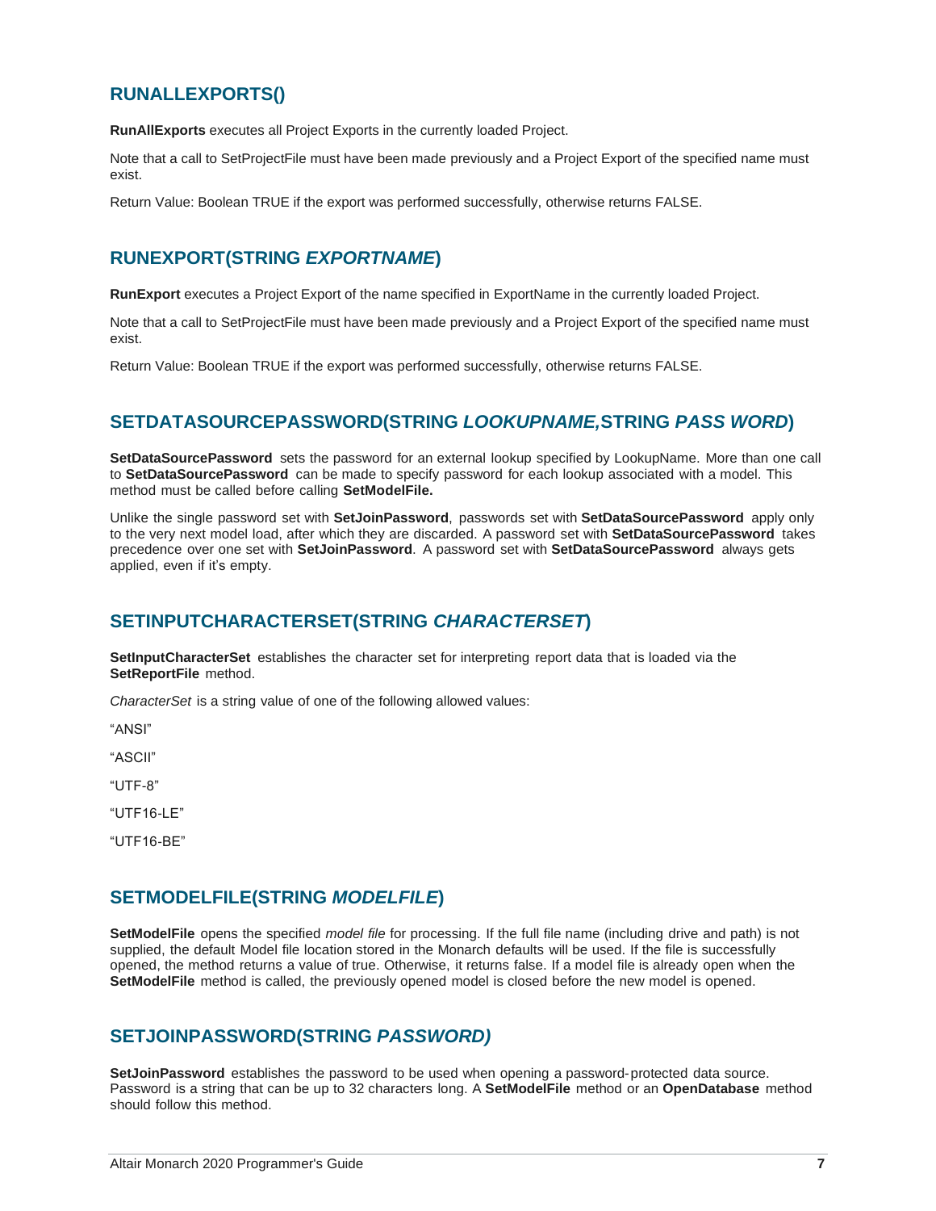## RUNALLEXPORTS()

**RunAllExports** executes all Project Exports in the currently loaded Project.

Note that a call to SetProjectFile must have been made previously and a Project Export of the specified name must exist.

Return Value: Boolean TRUE if the export was performed successfully, otherwise returns FALSE.

## RUNEXPORT(STRING *EXPORTNAME*)

**RunExport** executes a Project Export of the name specified in ExportName in the currently loaded Project.

Note that a call to SetProjectFile must have been made previously and a Project Export of the specified name must exist.

Return Value: Boolean TRUE if the export was performed successfully, otherwise returns FALSE.

## SETDATASOURCEPASSWORD(STRING *LOOKUPNAME,*STRING *PASS WORD*)

**SetDataSourcePassword** sets the password for an external lookup specified by LookupName. More than one call to **SetDataSourcePassword** can be made to specify password for each lookup associated with a model. This method must be called before calling **SetModelFile.**

Unlike the single password set with **SetJoinPassword**, passwords set with **SetDataSourcePassword** apply only to the very next model load, after which they are discarded. A password set with **SetDataSourcePassword** takes precedence over one set with **SetJoinPassword**. A password set with **SetDataSourcePassword** always gets applied, even if it's empty.

## SETINPUTCHARACTERSET(STRING *CHARACTERSET*)

**SetInputCharacterSet** establishes the character set for interpreting report data that is loaded via the **SetReportFile** method.

*CharacterSet* is a string value of one of the following allowed values:

"ANSI"

"ASCII"

"UTF-8"

"UTF16-LE"

"UTF16-BE"

## SETMODELFILE(STRING *MODELFILE*)

**SetModelFile** opens the specified *model file* for processing. If the full file name (including drive and path) is not supplied, the default Model file location stored in the Monarch defaults will be used. If the file is successfully opened, the method returns a value of true. Otherwise, it returns false. If a model file is already open when the **SetModelFile** method is called, the previously opened model is closed before the new model is opened.

## SETJOINPASSWORD(STRING *PASSWORD)*

**SetJoinPassword** establishes the password to be used when opening a password-protected data source. Password is a string that can be up to 32 characters long. A **SetModelFile** method or an **OpenDatabase** method should follow this method.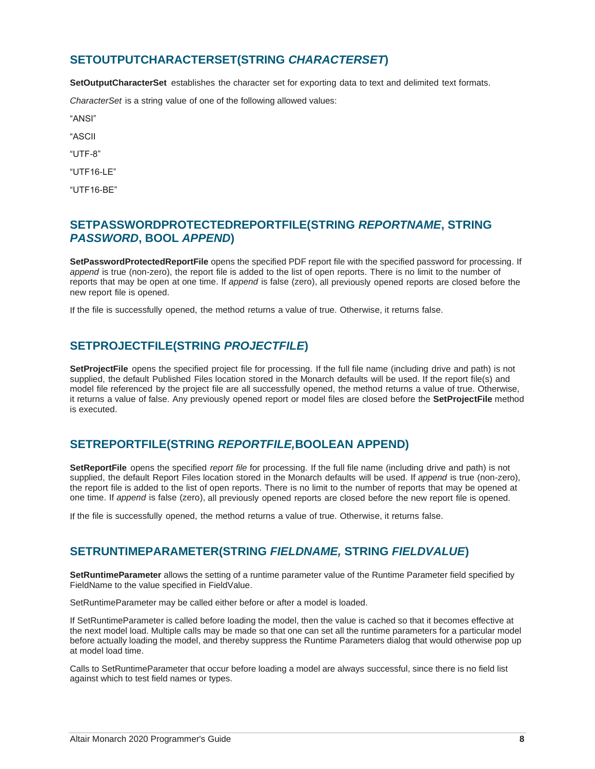## SETOUTPUTCHARACTERSET(STRING *CHARACTERSET*)

**SetOutputCharacterSet** establishes the character set for exporting data to text and delimited text formats.

*CharacterSet* is a string value of one of the following allowed values:

"ANSI"

"ASCII

"UTF-8"

"UTF16-LE"

"UTF16-BE"

## SETPASSWORDPROTECTEDREPORTFILE(STRING *REPORTNAME*, STRING *PASSWORD*, BOOL *APPEND*)

**SetPasswordProtectedReportFile** opens the specified PDF report file with the specified password for processing. If *append* is true (non-zero), the report file is added to the list of open reports. There is no limit to the number of reports that may be open at one time. If *append* is false (zero), all previously opened reports are closed before the new report file is opened.

If the file is successfully opened, the method returns a value of true. Otherwise, it returns false.

## SETPROJECTFILE(STRING *PROJECTFILE*)

**SetProjectFile** opens the specified project file for processing. If the full file name (including drive and path) is not supplied, the default Published Files location stored in the Monarch defaults will be used. If the report file(s) and model file referenced by the project file are all successfully opened, the method returns a value of true. Otherwise, it returns a value of false. Any previously opened report or model files are closed before the **SetProjectFile** method is executed.

## SETREPORTFILE(STRING *REPORTFILE,*BOOLEAN APPEND)

**SetReportFile** opens the specified *report file* for processing. If the full file name (including drive and path) is not supplied, the default Report Files location stored in the Monarch defaults will be used. If *append* is true (non-zero), the report file is added to the list of open reports. There is no limit to the number of reports that may be opened at one time. If *append* is false (zero), all previously opened reports are closed before the new report file is opened.

If the file is successfully opened, the method returns a value of true. Otherwise, it returns false.

## SETRUNTIMEPARAMETER(STRING *FIELDNAME,* STRING *FIELDVALUE*)

**SetRuntimeParameter** allows the setting of a runtime parameter value of the Runtime Parameter field specified by FieldName to the value specified in FieldValue.

SetRuntimeParameter may be called either before or after a model is loaded.

If SetRuntimeParameter is called before loading the model, then the value is cached so that it becomes effective at the next model load. Multiple calls may be made so that one can set all the runtime parameters for a particular model before actually loading the model, and thereby suppress the Runtime Parameters dialog that would otherwise pop up at model load time.

Calls to SetRuntimeParameter that occur before loading a model are always successful, since there is no field list against which to test field names or types.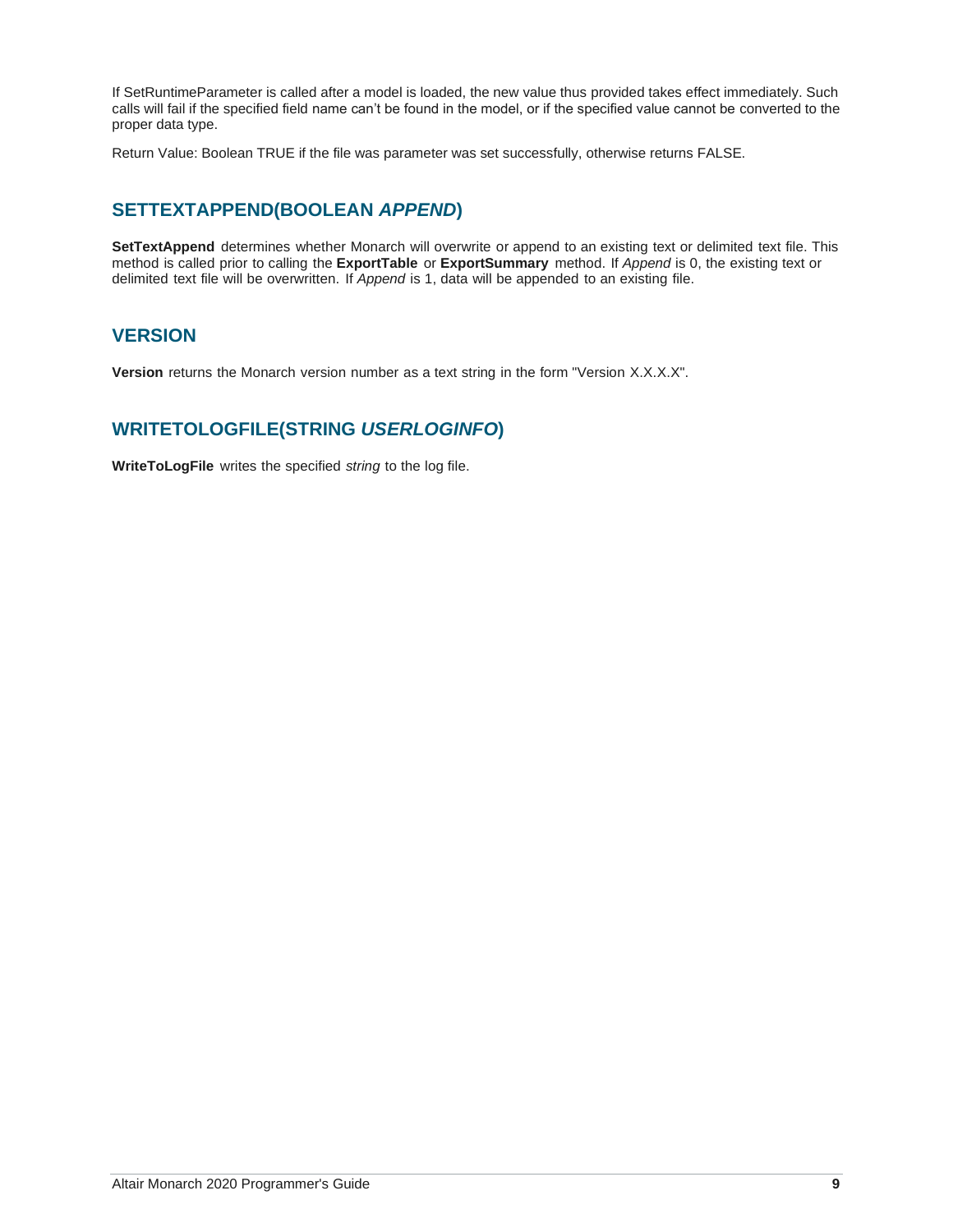If SetRuntimeParameter is called after a model is loaded, the new value thus provided takes effect immediately. Such calls will fail if the specified field name can't be found in the model, or if the specified value cannot be converted to the proper data type.

Return Value: Boolean TRUE if the file was parameter was set successfully, otherwise returns FALSE.

## SETTEXTAPPEND(BOOLEAN *APPEND*)

**SetTextAppend** determines whether Monarch will overwrite or append to an existing text or delimited text file. This method is called prior to calling the **ExportTable** or **ExportSummary** method. If *Append* is 0, the existing text or delimited text file will be overwritten. If *Append* is 1, data will be appended to an existing file.

## VERSION

**Version** returns the Monarch version number as a text string in the form "Version X.X.X.X".

## WRITETOLOGFILE(STRING *USERLOGINFO*)

**WriteToLogFile** writes the specified *string* to the log file.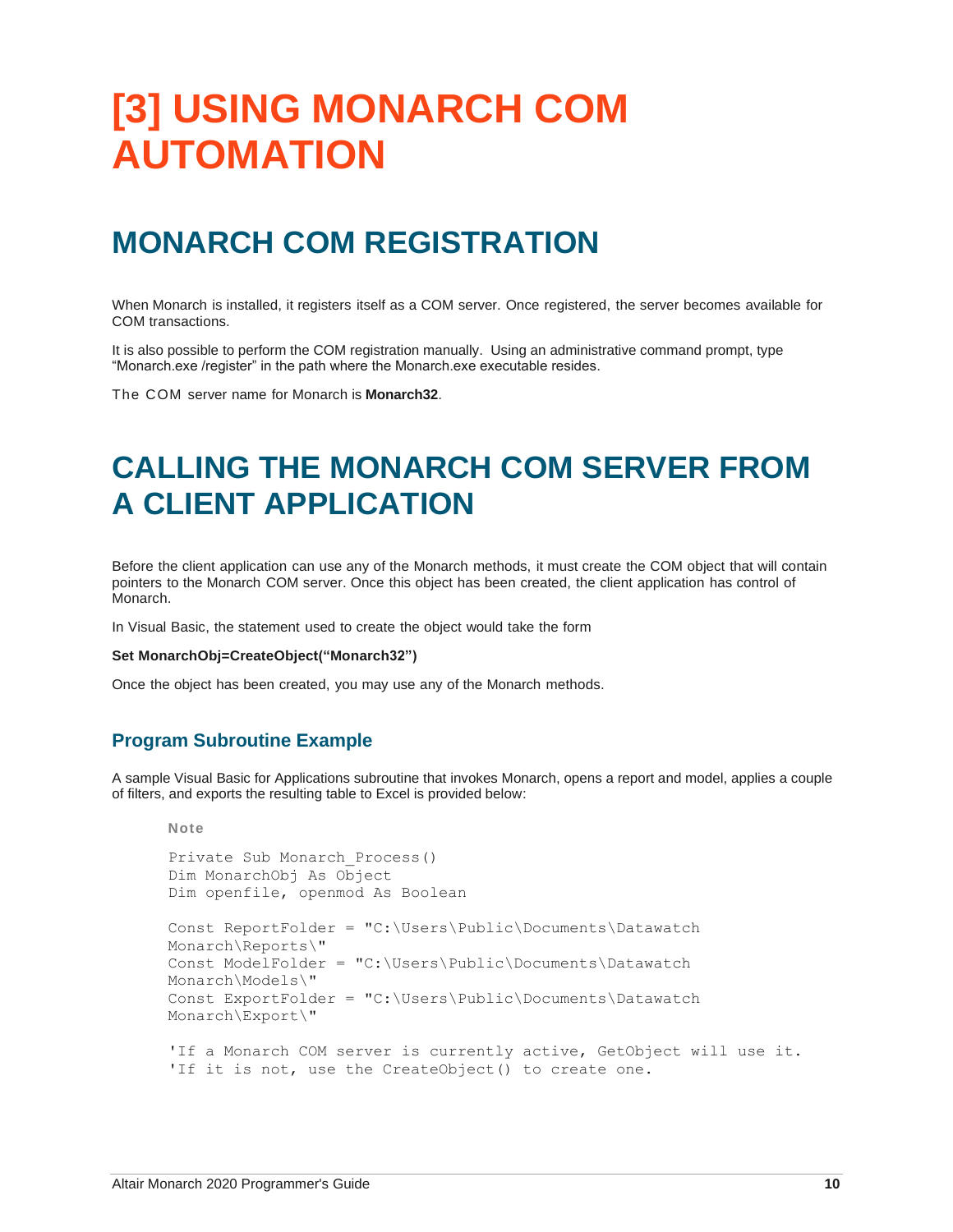# [3] USING MONARCH COM AUTOMATION

## MONARCH COM REGISTRATION

When Monarch is installed, it registers itself as a COM server. Once registered, the server becomes available for COM transactions.

It is also possible to perform the COM registration manually. Using an administrative command prompt, type "Monarch.exe /register" in the path where the Monarch.exe executable resides.

The COM server name for Monarch is **Monarch32**.

## CALLING THE MONARCH COM SERVER FROM A CLIENT APPLICATION

Before the client application can use any of the Monarch methods, it must create the COM object that will contain pointers to the Monarch COM server. Once this object has been created, the client application has control of Monarch.

In Visual Basic, the statement used to create the object would take the form

**Set MonarchObj=CreateObject("Monarch32")**

Once the object has been created, you may use any of the Monarch methods.

### Program Subroutine Example

A sample Visual Basic for Applications subroutine that invokes Monarch, opens a report and model, applies a couple of filters, and exports the resulting table to Excel is provided below:

**Note**

```
Private Sub Monarch_Process()
Dim MonarchObj As Object
Dim openfile, openmod As Boolean

Const ReportFolder = "C:\Users\Public\Documents\Datawatch
Monarch\Reports\"
Const ModelFolder = "C:\Users\Public\Documents\Datawatch
Monarch\Models\"
Const ExportFolder = "C:\Users\Public\Documents\Datawatch
Monarch\Export\"

'If a Monarch COM server is currently active, GetObject will use it.
'If it is not, use the CreateObject() to create one.
```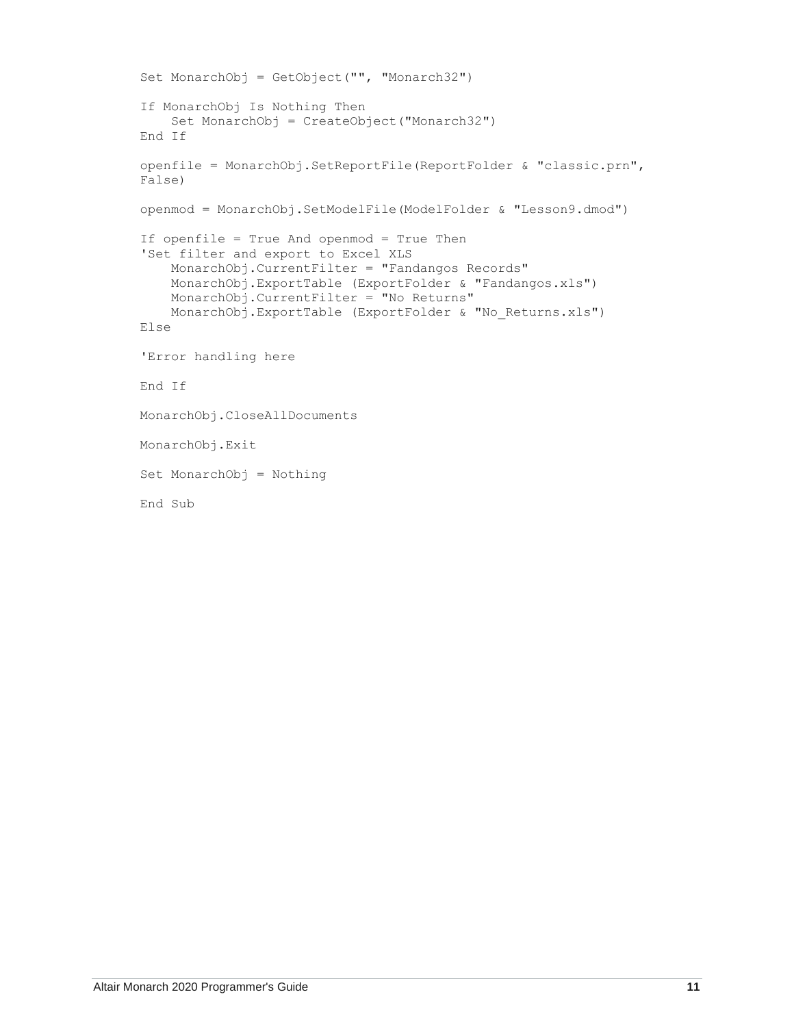```
Set MonarchObj = GetObject("", "Monarch32")

If MonarchObj Is Nothing Then
    Set MonarchObj = CreateObject("Monarch32")
End If

openfile = MonarchObj.SetReportFile(ReportFolder & "classic.prn",
False)

openmod = MonarchObj.SetModelFile(ModelFolder & "Lesson9.dmod")

If openfile = True And openmod = True Then
'Set filter and export to Excel XLS
    MonarchObj.CurrentFilter = "Fandangos Records"
    MonarchObj.ExportTable (ExportFolder & "Fandangos.xls")
    MonarchObj.CurrentFilter = "No Returns"
    MonarchObj.ExportTable (ExportFolder & "No_Returns.xls")
Else

'Error handling here

End If

MonarchObj.CloseAllDocuments

MonarchObj.Exit

Set MonarchObj = Nothing

End Sub
```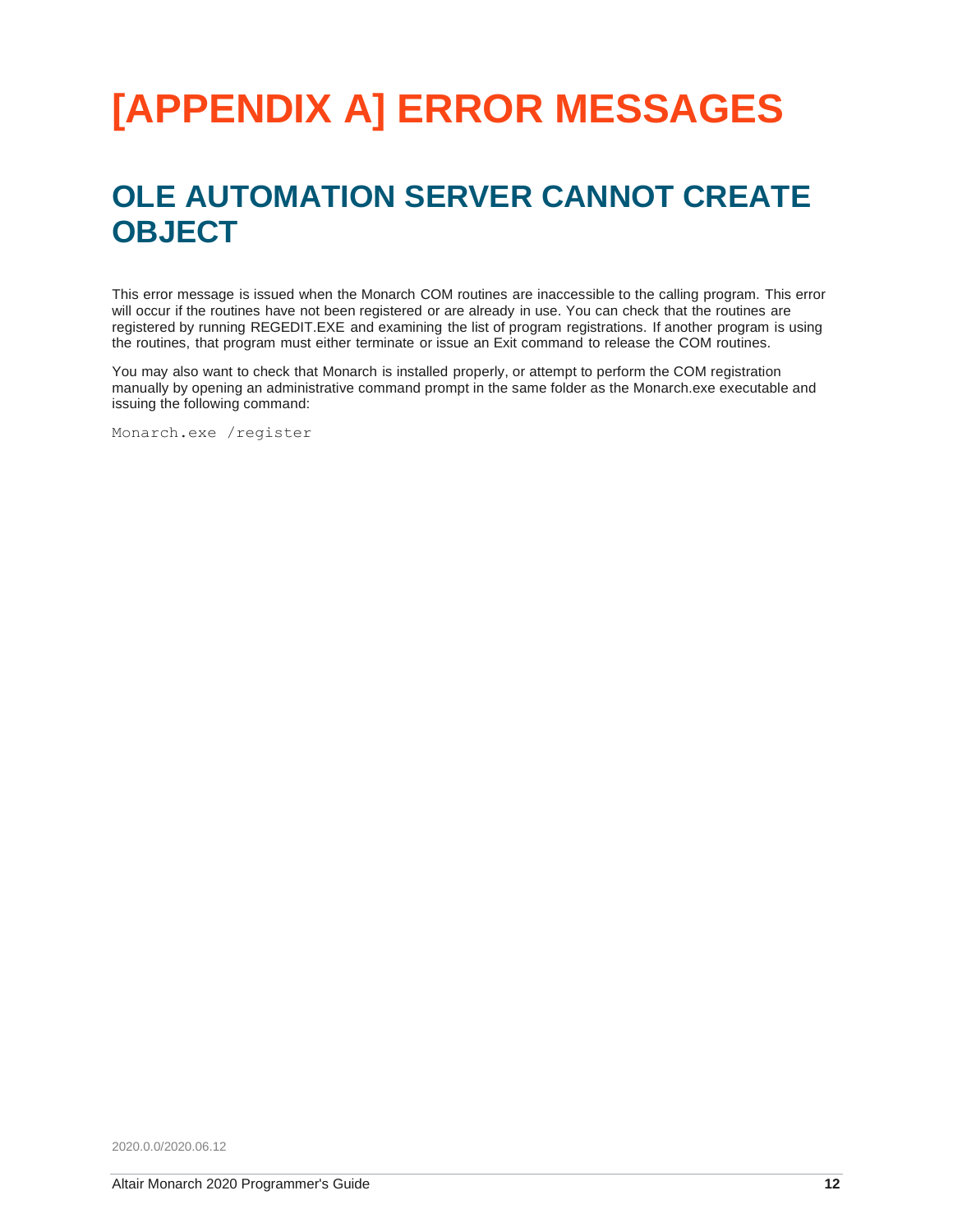# [APPENDIX A] ERROR MESSAGES

## OLE AUTOMATION SERVER CANNOT CREATE OBJECT

This error message is issued when the Monarch COM routines are inaccessible to the calling program. This error will occur if the routines have not been registered or are already in use. You can check that the routines are registered by running REGEDIT.EXE and examining the list of program registrations. If another program is using the routines, that program must either terminate or issue an Exit command to release the COM routines.

You may also want to check that Monarch is installed properly, or attempt to perform the COM registration manually by opening an administrative command prompt in the same folder as the Monarch.exe executable and issuing the following command:

```
Monarch.exe /register
```

2020.0.0/2020.06.12